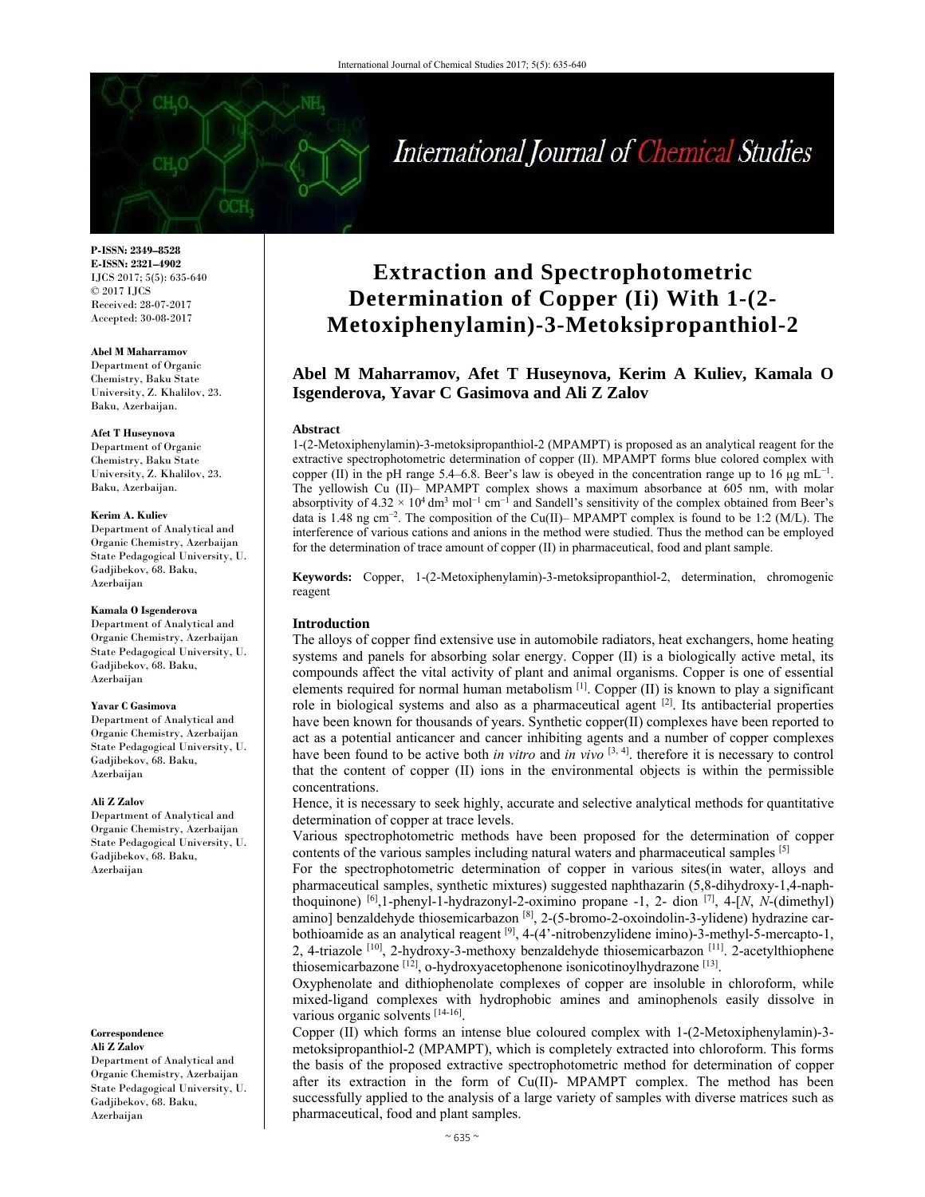# Extraction and Spectrophotometric Determination of Copper (Ii) With 1-(2-Metoxiphenylamin)-3-Metoksipropanthiol-2

**Abel M Maharramov, Afet T Huseynova, Kerim A Kuliev, Kamala O Isgenderova, Yavar C Gasimova and Ali Z Zalov**

**P-ISSN: 2349–8528**
**E-ISSN: 2321–4902**
IJCS 2017; 5(5): 635-640
© 2017 IJCS
Received: 28-07-2017
Accepted: 30-08-2017

**Abel M Maharramov**
Department of Organic Chemistry, Baku State University, Z. Khalilov, 23. Baku, Azerbaijan.

**Afet T Huseynova**
Department of Organic Chemistry, Baku State University, Z. Khalilov, 23. Baku, Azerbaijan.

**Kerim A. Kuliev**
Department of Analytical and Organic Chemistry, Azerbaijan State Pedagogical University, U. Gadjibekov, 68. Baku, Azerbaijan

**Kamala O Isgenderova**
Department of Analytical and Organic Chemistry, Azerbaijan State Pedagogical University, U. Gadjibekov, 68. Baku, Azerbaijan

**Yavar C Gasimova**
Department of Analytical and Organic Chemistry, Azerbaijan State Pedagogical University, U. Gadjibekov, 68. Baku, Azerbaijan

**Ali Z Zalov**
Department of Analytical and Organic Chemistry, Azerbaijan State Pedagogical University, U. Gadjibekov, 68. Baku, Azerbaijan

**Correspondence**
**Ali Z Zalov**
Department of Analytical and Organic Chemistry, Azerbaijan State Pedagogical University, U. Gadjibekov, 68. Baku, Azerbaijan

## Abstract

1-(2-Metoxiphenylamin)-3-metoksipropanthiol-2 (MPAMPT) is proposed as an analytical reagent for the extractive spectrophotometric determination of copper (II). MPAMPT forms blue colored complex with copper (II) in the pH range 5.4–6.8. Beer's law is obeyed in the concentration range up to 16 µg mL$^{-1}$. The yellowish Cu (II)– MPAMPT complex shows a maximum absorbance at 605 nm, with molar absorptivity of $4.32 \times 10^4$ dm$^3$ mol$^{-1}$ cm$^{-1}$ and Sandell's sensitivity of the complex obtained from Beer's data is 1.48 ng cm$^{-2}$. The composition of the Cu(II)– MPAMPT complex is found to be 1:2 (M/L). The interference of various cations and anions in the method were studied. Thus the method can be employed for the determination of trace amount of copper (II) in pharmaceutical, food and plant sample.

**Keywords:** Copper, 1-(2-Metoxiphenylamin)-3-metoksipropanthiol-2, determination, chromogenic reagent

## Introduction

The alloys of copper find extensive use in automobile radiators, heat exchangers, home heating systems and panels for absorbing solar energy. Copper (II) is a biologically active metal, its compounds affect the vital activity of plant and animal organisms. Copper is one of essential elements required for normal human metabolism [1]. Copper (II) is known to play a significant role in biological systems and also as a pharmaceutical agent [2]. Its antibacterial properties have been known for thousands of years. Synthetic copper(II) complexes have been reported to act as a potential anticancer and cancer inhibiting agents and a number of copper complexes have been found to be active both *in vitro* and *in vivo* [3, 4]. therefore it is necessary to control that the content of copper (II) ions in the environmental objects is within the permissible concentrations.

Hence, it is necessary to seek highly, accurate and selective analytical methods for quantitative determination of copper at trace levels.

Various spectrophotometric methods have been proposed for the determination of copper contents of the various samples including natural waters and pharmaceutical samples [5]

For the spectrophotometric determination of copper in various sites(in water, alloys and pharmaceutical samples, synthetic mixtures) suggested naphthazarin (5,8-dihydroxy-1,4-naphthoquinone) [6],1-phenyl-1-hydrazonyl-2-oximino propane -1, 2- dion [7], 4-[*N*, *N*-(dimethyl) amino] benzaldehyde thiosemicarbazon [8], 2-(5-bromo-2-oxoindolin-3-ylidene) hydrazine carbothioamide as an analytical reagent [9], 4-(4'-nitrobenzylidene imino)-3-methyl-5-mercapto-1, 2, 4-triazole [10], 2-hydroxy-3-methoxy benzaldehyde thiosemicarbazon [11]. 2-acetylthiophene thiosemicarbazone [12], o-hydroxyacetophenone isonicotinoylhydrazone [13].

Oxyphenolate and dithiophenolate complexes of copper are insoluble in chloroform, while mixed-ligand complexes with hydrophobic amines and aminophenols easily dissolve in various organic solvents [14-16].

Copper (II) which forms an intense blue coloured complex with 1-(2-Metoxiphenylamin)-3-metoksipropanthiol-2 (MPAMPT), which is completely extracted into chloroform. This forms the basis of the proposed extractive spectrophotometric method for determination of copper after its extraction in the form of Cu(II)- MPAMPT complex. The method has been successfully applied to the analysis of a large variety of samples with diverse matrices such as pharmaceutical, food and plant samples.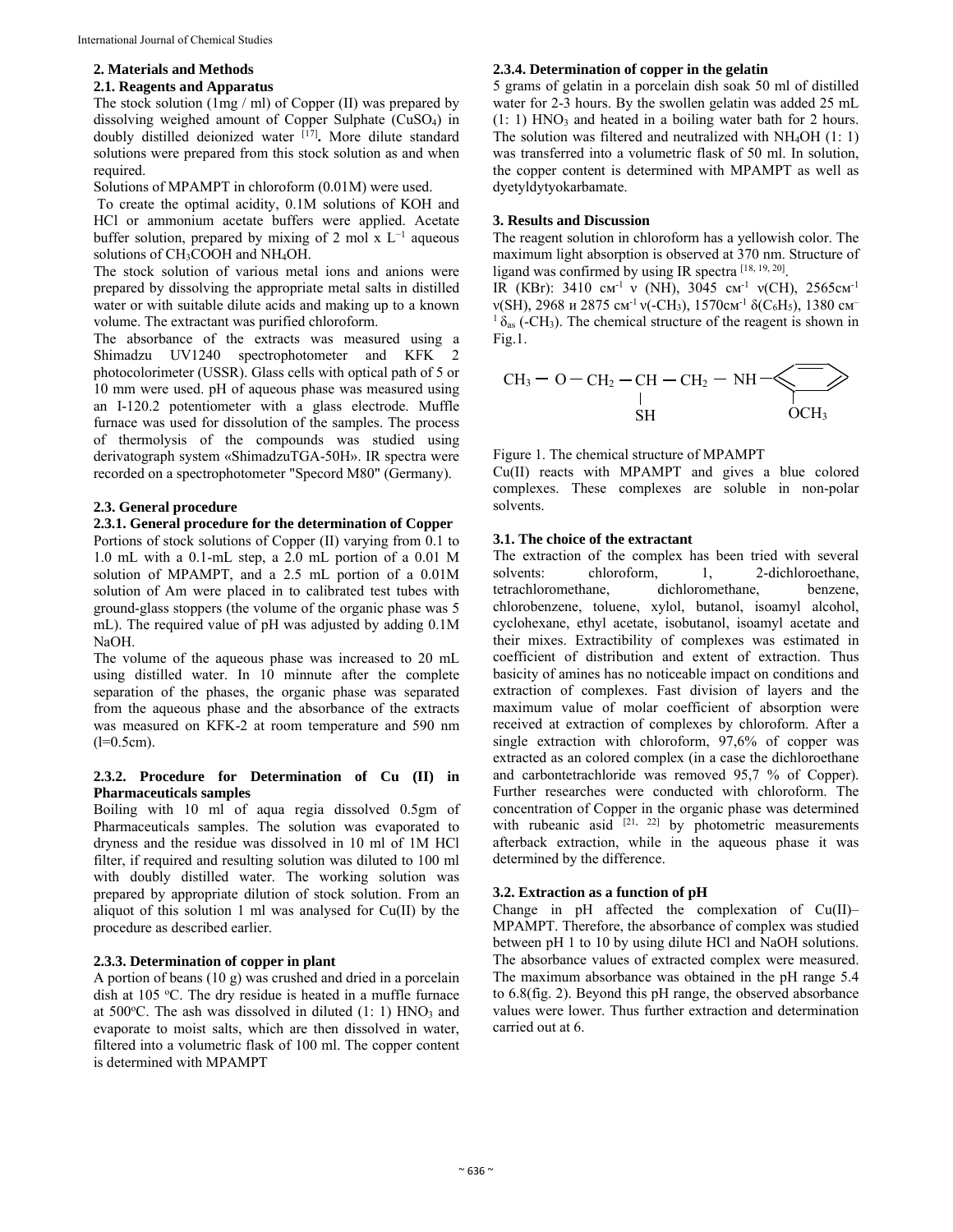## 2. Materials and Methods

### 2.1. Reagents and Apparatus

The stock solution (1mg / ml) of Copper (II) was prepared by dissolving weighed amount of Copper Sulphate ($CuSO_4$) in doubly distilled deionized water [17]. More dilute standard solutions were prepared from this stock solution as and when required.

Solutions of MPAMPT in chloroform (0.01M) were used.

To create the optimal acidity, 0.1M solutions of KOH and HCl or ammonium acetate buffers were applied. Acetate buffer solution, prepared by mixing of 2 mol x $L^{-1}$ aqueous solutions of $CH_3COOH$ and $NH_4OH$.

The stock solution of various metal ions and anions were prepared by dissolving the appropriate metal salts in distilled water or with suitable dilute acids and making up to a known volume. The extractant was purified chloroform.

The absorbance of the extracts was measured using a Shimadzu UV1240 spectrophotometer and KFK 2 photocolorimeter (USSR). Glass cells with optical path of 5 or 10 mm were used. pH of aqueous phase was measured using an I-120.2 potentiometer with a glass electrode. Muffle furnace was used for dissolution of the samples. The process of thermolysis of the compounds was studied using derivatograph system «ShimadzuTGA-50H». IR spectra were recorded on a spectrophotometer "Specord M80" (Germany).

### 2.3. General procedure

#### 2.3.1. General procedure for the determination of Copper

Portions of stock solutions of Copper (II) varying from 0.1 to 1.0 mL with a 0.1-mL step, a 2.0 mL portion of a 0.01 M solution of MPAMPT, and a 2.5 mL portion of a 0.01M solution of Am were placed in to calibrated test tubes with ground-glass stoppers (the volume of the organic phase was 5 mL). The required value of pH was adjusted by adding 0.1M NaOH.

The volume of the aqueous phase was increased to 20 mL using distilled water. In 10 minnute after the complete separation of the phases, the organic phase was separated from the aqueous phase and the absorbance of the extracts was measured on KFK-2 at room temperature and 590 nm (l=0.5cm).

#### 2.3.2. Procedure for Determination of Cu (II) in Pharmaceuticals samples

Boiling with 10 ml of aqua regia dissolved 0.5gm of Pharmaceuticals samples. The solution was evaporated to dryness and the residue was dissolved in 10 ml of 1M HCl filter, if required and resulting solution was diluted to 100 ml with doubly distilled water. The working solution was prepared by appropriate dilution of stock solution. From an aliquot of this solution 1 ml was analysed for Cu(II) by the procedure as described earlier.

#### 2.3.3. Determination of copper in plant

A portion of beans (10 g) was crushed and dried in a porcelain dish at 105 °C. The dry residue is heated in a muffle furnace at 500°C. The ash was dissolved in diluted (1: 1) $HNO_3$ and evaporate to moist salts, which are then dissolved in water, filtered into a volumetric flask of 100 ml. The copper content is determined with MPAMPT

#### 2.3.4. Determination of copper in the gelatin

5 grams of gelatin in a porcelain dish soak 50 ml of distilled water for 2-3 hours. By the swollen gelatin was added 25 mL (1: 1) $HNO_3$ and heated in a boiling water bath for 2 hours. The solution was filtered and neutralized with $NH_4OH$ (1: 1) was transferred into a volumetric flask of 50 ml. In solution, the copper content is determined with MPAMPT as well as dyetyldytyokarbamate.

## 3. Results and Discussion

The reagent solution in chloroform has a yellowish color. The maximum light absorption is observed at 370 nm. Structure of ligand was confirmed by using IR spectra [18, 19, 20].

IR (KBr): 3410 см$^{-1}$ ν (NH), 3045 см$^{-1}$ ν(CH), 2565см$^{-1}$ ν(SH), 2968 и 2875 см$^{-1}$ ν(-$CH_3$), 1570см$^{-1}$ δ($C_6H_5$), 1380 см$^{-1}$ $\delta_{as}$ (-$CH_3$). The chemical structure of the reagent is shown in Fig.1.

$CH_3-O-CH_2-CH(SH)-CH_2-NH-C_6H_4(OCH_3)$

Figure 1. The chemical structure of MPAMPT

Cu(II) reacts with MPAMPT and gives a blue colored complexes. These complexes are soluble in non-polar solvents.

### 3.1. The choice of the extractant

The extraction of the complex has been tried with several solvents: chloroform, 1, 2-dichloroethane, tetrachloromethane, dichloromethane, benzene, chlorobenzene, toluene, xylol, butanol, isoamyl alcohol, cyclohexane, ethyl acetate, isobutanol, isoamyl acetate and their mixes. Extractibility of complexes was estimated in coefficient of distribution and extent of extraction. Thus basicity of amines has no noticeable impact on conditions and extraction of complexes. Fast division of layers and the maximum value of molar coefficient of absorption were received at extraction of complexes by chloroform. After a single extraction with chloroform, 97,6% of copper was extracted as an colored complex (in a case the dichloroethane and carbontetrachloride was removed 95,7 % of Copper). Further researches were conducted with chloroform. The concentration of Copper in the organic phase was determined with rubeanic asid [21, 22] by photometric measurements afterback extraction, while in the aqueous phase it was determined by the difference.

### 3.2. Extraction as a function of pH

Change in pH affected the complexation of Cu(II)–MPAMPT. Therefore, the absorbance of complex was studied between pH 1 to 10 by using dilute HCl and NaOH solutions. The absorbance values of extracted complex were measured. The maximum absorbance was obtained in the pH range 5.4 to 6.8(fig. 2). Beyond this pH range, the observed absorbance values were lower. Thus further extraction and determination carried out at 6.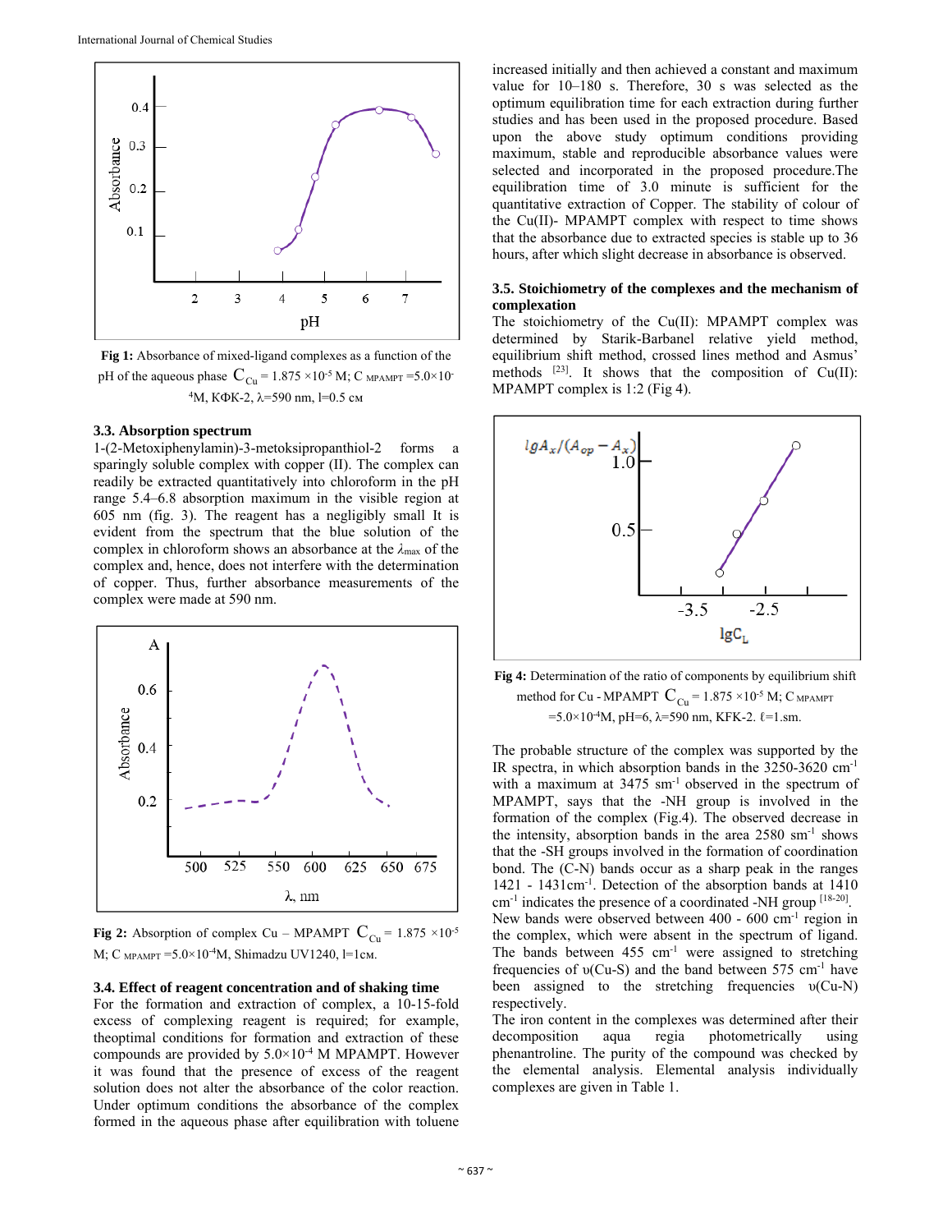Fig 1: Absorbance of mixed-ligand complexes as a function of the pH of the aqueous phase $C_{Cu}$ = 1.875 ×10$^{-5}$ M; C $_{MPAMPT}$ =5.0×10$^{-4}$M, КФК-2, λ=590 nm, l=0.5 см

### 3.3. Absorption spectrum

1-(2-Metoxiphenylamin)-3-metoksipropanthiol-2 forms a sparingly soluble complex with copper (II). The complex can readily be extracted quantitatively into chloroform in the pH range 5.4–6.8 absorption maximum in the visible region at 605 nm (fig. 3). The reagent has a negligibly small It is evident from the spectrum that the blue solution of the complex in chloroform shows an absorbance at the $\lambda_{max}$ of the complex and, hence, does not interfere with the determination of copper. Thus, further absorbance measurements of the complex were made at 590 nm.

Fig 2: Absorption of complex Cu – MPAMPT $C_{Cu}$ = 1.875 ×10$^{-5}$ M; C $_{MPAMPT}$ =5.0×10$^{-4}$M, Shimadzu UV1240, l=1см.

### 3.4. Effect of reagent concentration and of shaking time

For the formation and extraction of complex, a 10-15-fold excess of complexing reagent is required; for example, theoptimal conditions for formation and extraction of these compounds are provided by 5.0×10$^{-4}$ M MPAMPT. However it was found that the presence of excess of the reagent solution does not alter the absorbance of the color reaction. Under optimum conditions the absorbance of the complex formed in the aqueous phase after equilibration with toluene increased initially and then achieved a constant and maximum value for 10–180 s. Therefore, 30 s was selected as the optimum equilibration time for each extraction during further studies and has been used in the proposed procedure. Based upon the above study optimum conditions providing maximum, stable and reproducible absorbance values were selected and incorporated in the proposed procedure.The equilibration time of 3.0 minute is sufficient for the quantitative extraction of Copper. The stability of colour of the Cu(II)- MPAMPT complex with respect to time shows that the absorbance due to extracted species is stable up to 36 hours, after which slight decrease in absorbance is observed.

### 3.5. Stoichiometry of the complexes and the mechanism of complexation

The stoichiometry of the Cu(II): MPAMPT complex was determined by Starik-Barbanel relative yield method, equilibrium shift method, crossed lines method and Asmus' methods [23]. It shows that the composition of Cu(II): MPAMPT complex is 1:2 (Fig 4).

Fig 4: Determination of the ratio of components by equilibrium shift method for Cu - MPAMPT $C_{Cu}$ = 1.875 ×10$^{-5}$ M; C $_{MPAMPT}$ =5.0×10$^{-4}$M, pH=6, λ=590 nm, KFK-2. ℓ=1.sm.

The probable structure of the complex was supported by the IR spectra, in which absorption bands in the 3250-3620 cm$^{-1}$ with a maximum at 3475 sm$^{-1}$ observed in the spectrum of MPAMPT, says that the -NH group is involved in the formation of the complex (Fig.4). The observed decrease in the intensity, absorption bands in the area 2580 sm$^{-1}$ shows that the -SH groups involved in the formation of coordination bond. The (C-N) bands occur as a sharp peak in the ranges 1421 - 1431cm$^{-1}$. Detection of the absorption bands at 1410 cm$^{-1}$ indicates the presence of a coordinated -NH group [18-20]. New bands were observed between 400 - 600 cm$^{-1}$ region in the complex, which were absent in the spectrum of ligand. The bands between 455 cm$^{-1}$ were assigned to stretching frequencies of υ(Cu-S) and the band between 575 cm$^{-1}$ have been assigned to the stretching frequencies υ(Cu-N) respectively.

The iron content in the complexes was determined after their decomposition aqua regia photometrically using phenantroline. The purity of the compound was checked by the elemental analysis. Elemental analysis individually complexes are given in Table 1.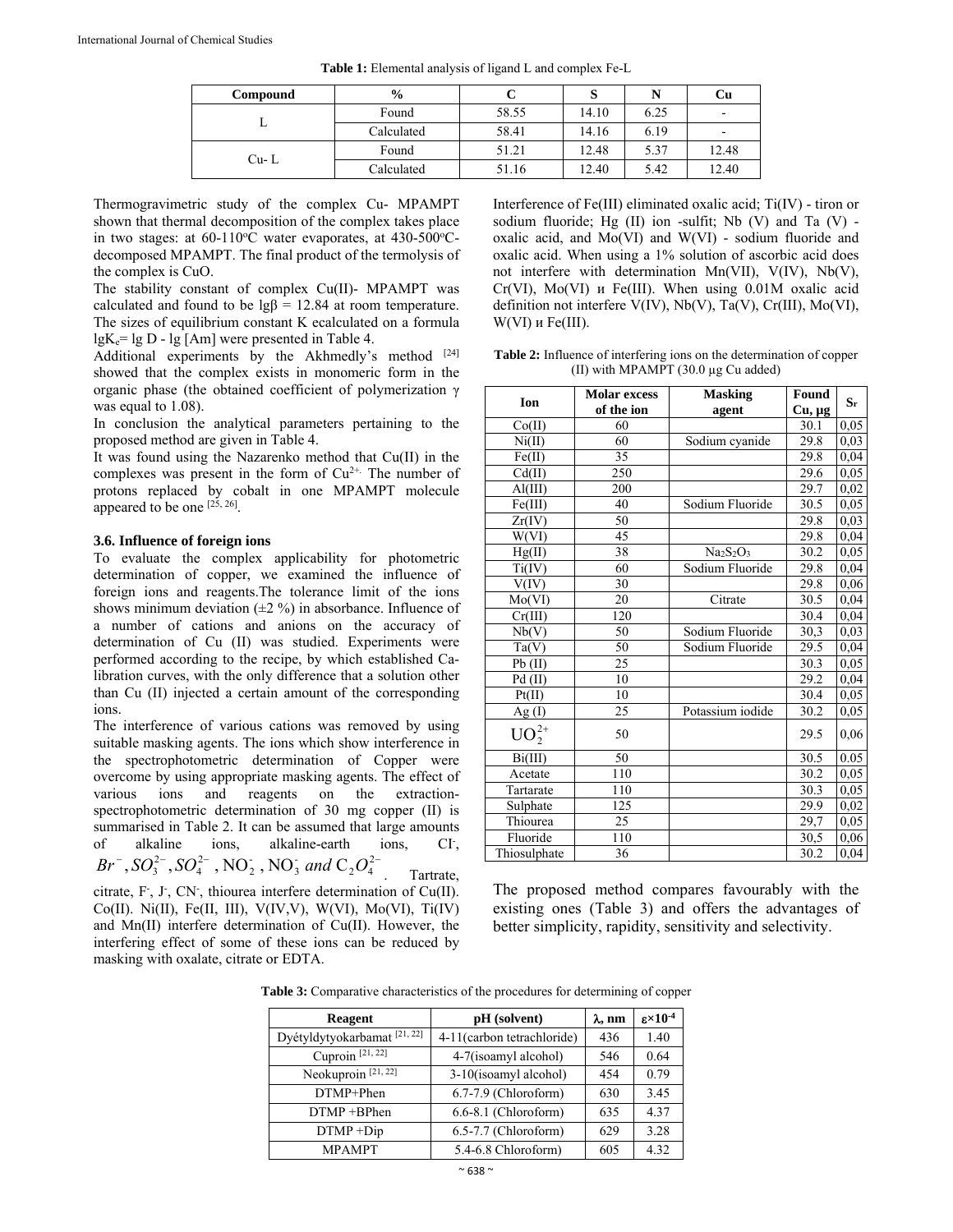**Table 1:** Elemental analysis of ligand L and complex Fe-L

| Compound | % | C | S | N | Cu |
|---|---|---|---|---|---|
| L | Found | 58.55 | 14.10 | 6.25 | - |
| | Calculated | 58.41 | 14.16 | 6.19 | - |
| Cu- L | Found | 51.21 | 12.48 | 5.37 | 12.48 |
| | Calculated | 51.16 | 12.40 | 5.42 | 12.40 |

Thermogravimetric study of the complex Cu- MPAMPT shown that thermal decomposition of the complex takes place in two stages: at 60-110°C water evaporates, at 430-500°C-decomposed MPAMPT. The final product of the termolysis of the complex is CuO.

The stability constant of complex Cu(II)- MPAMPT was calculated and found to be lgβ = 12.84 at room temperature. The sizes of equilibrium constant K ecalculated on a formula $lgK_e$= lg D - lg [Am] were presented in Table 4.

Additional experiments by the Akhmedly's method [24] showed that the complex exists in monomeric form in the organic phase (the obtained coefficient of polymerization γ was equal to 1.08).

In conclusion the analytical parameters pertaining to the proposed method are given in Table 4.

It was found using the Nazarenko method that Cu(II) in the complexes was present in the form of $Cu^{2+}$. The number of protons replaced by cobalt in one MPAMPT molecule appeared to be one [25, 26].

### 3.6. Influence of foreign ions

To evaluate the complex applicability for photometric determination of copper, we examined the influence of foreign ions and reagents.The tolerance limit of the ions shows minimum deviation (±2 %) in absorbance. Influence of a number of cations and anions on the accuracy of determination of Cu (II) was studied. Experiments were performed according to the recipe, by which established Ca-libration curves, with the only difference that a solution other than Cu (II) injected a certain amount of the corresponding ions.

The interference of various cations was removed by using suitable masking agents. The ions which show interference in the spectrophotometric determination of Copper were overcome by using appropriate masking agents. The effect of various ions and reagents on the extraction-spectrophotometric determination of 30 mg copper (II) is summarised in Table 2. It can be assumed that large amounts of alkaline ions, alkaline-earth ions, $Cl^-$, $Br^-, SO_3^{2-}, SO_4^{2-}, NO_2^-, NO_3^-$ *and* $C_2O_4^{2-}$. Tartrate, citrate, $F^-$, $J^-$, $CN^-$, thiourea interfere determination of Cu(II). Co(II). Ni(II), Fe(II, III), V(IV,V), W(VI), Mo(VI), Ti(IV) and Mn(II) interfere determination of Cu(II). However, the interfering effect of some of these ions can be reduced by masking with oxalate, citrate or EDTA.

Interference of Fe(III) eliminated oxalic acid; Ti(IV) - tiron or sodium fluoride; Hg (II) ion -sulfit; Nb (V) and Ta (V) - oxalic acid, and Mo(VI) and W(VI) - sodium fluoride and oxalic acid. When using a 1% solution of ascorbic acid does not interfere with determination Mn(VII), V(IV), Nb(V), Cr(VI), Mo(VI) и Fe(III). When using 0.01M oxalic acid definition not interfere V(IV), Nb(V), Ta(V), Cr(III), Mo(VI), W(VI) и Fe(III).

**Table 2:** Influence of interfering ions on the determination of copper (II) with MPAMPT (30.0 μg Cu added)

| Ion | Molar excess of the ion | Masking agent | Found Cu, μg | $S_r$ |
|---|---|---|---|---|
| Co(II) | 60 | | 30.1 | 0,05 |
| Ni(II) | 60 | Sodium cyanide | 29.8 | 0,03 |
| Fe(II) | 35 | | 29.8 | 0,04 |
| Cd(II) | 250 | | 29.6 | 0,05 |
| Al(III) | 200 | | 29.7 | 0,02 |
| Fe(III) | 40 | Sodium Fluoride | 30.5 | 0,05 |
| Zr(IV) | 50 | | 29.8 | 0,03 |
| W(VI) | 45 | | 29.8 | 0,04 |
| Hg(II) | 38 | $Na_2S_2O_3$ | 30.2 | 0,05 |
| Ti(IV) | 60 | Sodium Fluoride | 29.8 | 0,04 |
| V(IV) | 30 | | 29.8 | 0,06 |
| Mo(VI) | 20 | Citrate | 30.5 | 0,04 |
| Cr(III) | 120 | | 30.4 | 0,04 |
| Nb(V) | 50 | Sodium Fluoride | 30,3 | 0,03 |
| Ta(V) | 50 | Sodium Fluoride | 29.5 | 0,04 |
| Pb (II) | 25 | | 30.3 | 0,05 |
| Pd (II) | 10 | | 29.2 | 0,04 |
| Pt(II) | 10 | | 30.4 | 0,05 |
| Ag (I) | 25 | Potassium iodide | 30.2 | 0,05 |
| $UO_2^{2+}$ | 50 | | 29.5 | 0,06 |
| Bi(III) | 50 | | 30.5 | 0.05 |
| Acetate | 110 | | 30.2 | 0,05 |
| Tartarate | 110 | | 30.3 | 0,05 |
| Sulphate | 125 | | 29.9 | 0,02 |
| Thiourea | 25 | | 29,7 | 0,05 |
| Fluoride | 110 | | 30,5 | 0,06 |
| Thiosulphate | 36 | | 30.2 | 0,04 |

The proposed method compares favourably with the existing ones (Table 3) and offers the advantages of better simplicity, rapidity, sensitivity and selectivity.

**Table 3:** Comparative characteristics of the procedures for determining of copper

| Reagent | pH (solvent) | λ, nm | $\varepsilon \times 10^{-4}$ |
|---|---|---|---|
| Dyétyldytyokarbamat [21, 22] | 4-11(carbon tetrachloride) | 436 | 1.40 |
| Cuproin [21, 22] | 4-7(isoamyl alcohol) | 546 | 0.64 |
| Neokuproin [21, 22] | 3-10(isoamyl alcohol) | 454 | 0.79 |
| DTMP+Phen | 6.7-7.9 (Chloroform) | 630 | 3.45 |
| DTMP +BPhen | 6.6-8.1 (Chloroform) | 635 | 4.37 |
| DTMP +Dip | 6.5-7.7 (Chloroform) | 629 | 3.28 |
| MPAMPT | 5.4-6.8 Chloroform) | 605 | 4.32 |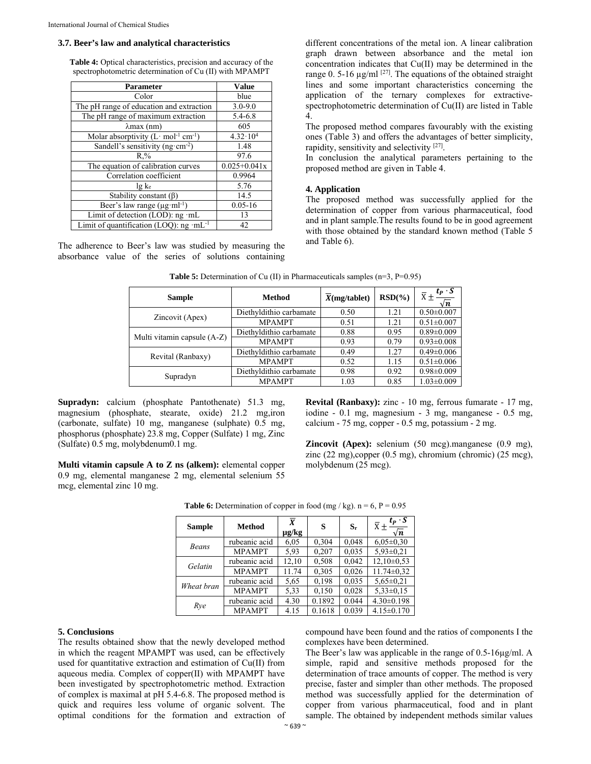### 3.7. Beer's law and analytical characteristics

**Table 4:** Optical characteristics, precision and accuracy of the spectrophotometric determination of Cu (II) with MPAMPT

| Parameter | Value |
|---|---|
| Color | blue |
| The pH range of education and extraction | 3.0-9.0 |
| The pH range of maximum extraction | 5.4-6.8 |
| λmax (nm) | 605 |
| Molar absorptivity ($L \cdot mol^{-1} cm^{-1}$) | $4.32 \cdot 10^4$ |
| Sandell's sensitivity ($ng \cdot cm^{-2}$) | 1.48 |
| R,% | 97.6 |
| The equation of calibration curves | 0.025+0.041x |
| Correlation coefficient | 0.9964 |
| lg $k_e$ | 5.76 |
| Stability constant (β) | 14.5 |
| Beer's law range ($\mu g \cdot ml^{-1}$) | 0.05-16 |
| Limit of detection (LOD): ng ·mL | 13 |
| Limit of quantification (LOQ): ng $\cdot mL^{-1}$ | 42 |

The adherence to Beer's law was studied by measuring the absorbance value of the series of solutions containing different concentrations of the metal ion. A linear calibration graph drawn between absorbance and the metal ion concentration indicates that Cu(II) may be determined in the range 0. 5-16 µg/ml [27]. The equations of the obtained straight lines and some important characteristics concerning the application of the ternary complexes for extractive-spectrophotometric determination of Cu(II) are listed in Table 4.

The proposed method compares favourably with the existing ones (Table 3) and offers the advantages of better simplicity, rapidity, sensitivity and selectivity [27].

In conclusion the analytical parameters pertaining to the proposed method are given in Table 4.

## 4. Application

The proposed method was successfully applied for the determination of copper from various pharmaceutical, food and in plant sample.The results found to be in good agreement with those obtained by the standard known method (Table 5 and Table 6).

**Table 5:** Determination of Cu (II) in Pharmaceuticals samples (n=3, P=0.95)

| Sample | Method | $\overline{X}$(mg/tablet) | RSD(%) | $\overline{X} \pm \frac{t_P \cdot S}{\sqrt{n}}$ |
|---|---|---|---|---|
| Zincovit (Apex) | Diethyldithio carbamate | 0.50 | 1.21 | 0.50±0.007 |
| | MPAMPT | 0.51 | 1.21 | 0.51±0.007 |
| Multi vitamin capsule (A-Z) | Diethyldithio carbamate | 0.88 | 0.95 | 0.89±0.009 |
| | MPAMPT | 0.93 | 0.79 | 0.93±0.008 |
| Revital (Ranbaxy) | Diethyldithio carbamate | 0.49 | 1.27 | 0.49±0.006 |
| | MPAMPT | 0.52 | 1.15 | 0.51±0.006 |
| Supradyn | Diethyldithio carbamate | 0.98 | 0.92 | 0.98±0.009 |
| | MPAMPT | 1.03 | 0.85 | 1.03±0.009 |

**Supradyn:** calcium (phosphate Pantothenate) 51.3 mg, magnesium (phosphate, stearate, oxide) 21.2 mg,iron (carbonate, sulfate) 10 mg, manganese (sulphate) 0.5 mg, phosphorus (phosphate) 23.8 mg, Copper (Sulfate) 1 mg, Zinc (Sulfate) 0.5 mg, molybdenum0.1 mg.

**Multi vitamin capsule A to Z ns (alkem):** elemental copper 0.9 mg, elemental manganese 2 mg, elemental selenium 55 mcg, elemental zinc 10 mg.

**Revital (Ranbaxy):** zinc - 10 mg, ferrous fumarate - 17 mg, iodine - 0.1 mg, magnesium - 3 mg, manganese - 0.5 mg, calcium - 75 mg, copper - 0.5 mg, potassium - 2 mg.

**Zincovit (Apex):** selenium (50 mcg).manganese (0.9 mg), zinc (22 mg),copper (0.5 mg), chromium (chromic) (25 mcg), molybdenum (25 mcg).

**Table 6:** Determination of copper in food (mg / kg). n = 6, P = 0.95

| Sample | Method | $\overline{X}$ µg/kg | S | $S_r$ | $\overline{X} \pm \frac{t_P \cdot S}{\sqrt{n}}$ |
|---|---|---|---|---|---|
| *Beans* | rubeanic acid | 6,05 | 0,304 | 0,048 | 6,05±0,30 |
| | MPAMPT | 5,93 | 0,207 | 0,035 | 5,93±0,21 |
| *Gelatin* | rubeanic acid | 12,10 | 0,508 | 0,042 | 12,10±0,53 |
| | MPAMPT | 11.74 | 0,305 | 0,026 | 11.74±0,32 |
| *Wheat bran* | rubeanic acid | 5,65 | 0,198 | 0,035 | 5,65±0,21 |
| | MPAMPT | 5,33 | 0,150 | 0,028 | 5,33±0,15 |
| *Rye* | rubeanic acid | 4.30 | 0.1892 | 0.044 | 4.30±0.198 |
| | MPAMPT | 4.15 | 0.1618 | 0.039 | 4.15±0.170 |

## 5. Conclusions

The results obtained show that the newly developed method in which the reagent MPAMPT was used, can be effectively used for quantitative extraction and estimation of Cu(II) from aqueous media. Complex of copper(II) with MPAMPT have been investigated by spectrophotometric method. Extraction of complex is maximal at pH 5.4-6.8. The proposed method is quick and requires less volume of organic solvent. The optimal conditions for the formation and extraction of compound have been found and the ratios of components I the complexes have been determined.

The Beer's law was applicable in the range of 0.5-16µg/ml. A simple, rapid and sensitive methods proposed for the determination of trace amounts of copper. The method is very precise, faster and simpler than other methods. The proposed method was successfully applied for the determination of copper from various pharmaceutical, food and in plant sample. The obtained by independent methods similar values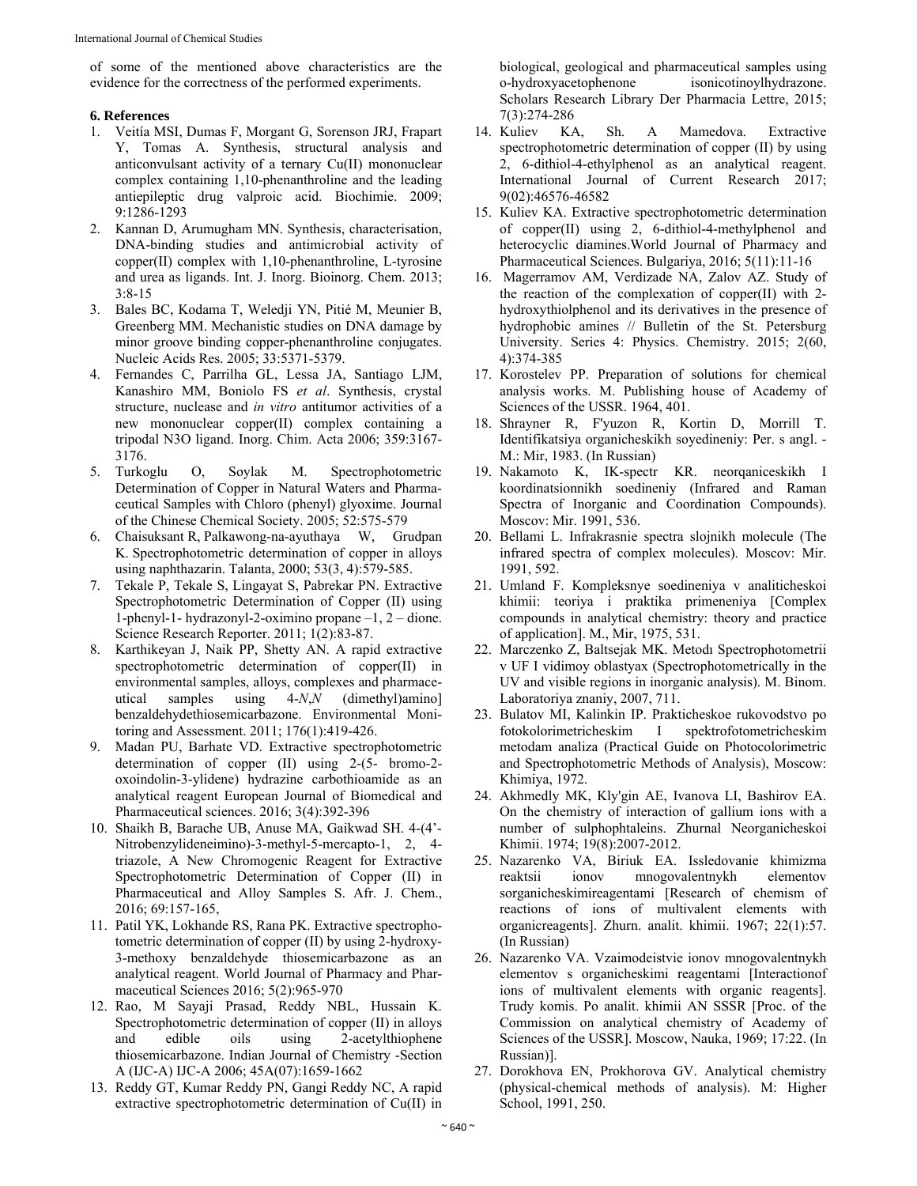of some of the mentioned above characteristics are the evidence for the correctness of the performed experiments.

## 6. References

1. Veitía MSI, Dumas F, Morgant G, Sorenson JRJ, Frapart Y, Tomas A. Synthesis, structural analysis and anticonvulsant activity of a ternary Cu(II) mononuclear complex containing 1,10-phenanthroline and the leading antiepileptic drug valproic acid. Biochimie. 2009; 9:1286-1293
2. Kannan D, Arumugham MN. Synthesis, characterisation, DNA-binding studies and antimicrobial activity of copper(II) complex with 1,10-phenanthroline, L-tyrosine and urea as ligands. Int. J. Inorg. Bioinorg. Chem. 2013; 3:8-15
3. Bales BC, Kodama T, Weledji YN, Pitié M, Meunier B, Greenberg MM. Mechanistic studies on DNA damage by minor groove binding copper-phenanthroline conjugates. Nucleic Acids Res. 2005; 33:5371-5379.
4. Fernandes C, Parrilha GL, Lessa JA, Santiago LJM, Kanashiro MM, Boniolo FS *et al*. Synthesis, crystal structure, nuclease and *in vitro* antitumor activities of a new mononuclear copper(II) complex containing a tripodal N3O ligand. Inorg. Chim. Acta 2006; 359:3167-3176.
5. Turkoglu O, Soylak M. Spectrophotometric Determination of Copper in Natural Waters and Pharmaceutical Samples with Chloro (phenyl) glyoxime. Journal of the Chinese Chemical Society. 2005; 52:575-579
6. Chaisuksant R, Palkawong-na-ayuthaya W, Grudpan K. Spectrophotometric determination of copper in alloys using naphthazarin. Talanta, 2000; 53(3, 4):579-585.
7. Tekale P, Tekale S, Lingayat S, Pabrekar PN. Extractive Spectrophotometric Determination of Copper (II) using 1-phenyl-1- hydrazonyl-2-oximino propane –1, 2 – dione. Science Research Reporter. 2011; 1(2):83-87.
8. Karthikeyan J, Naik PP, Shetty AN. A rapid extractive spectrophotometric determination of copper(II) in environmental samples, alloys, complexes and pharmaceutical samples using 4-*N*,*N* (dimethyl)amino] benzaldehydethiosemicarbazone. Environmental Monitoring and Assessment. 2011; 176(1):419-426.
9. Madan PU, Barhate VD. Extractive spectrophotometric determination of copper (II) using 2-(5- bromo-2-oxoindolin-3-ylidene) hydrazine carbothioamide as an analytical reagent European Journal of Biomedical and Pharmaceutical sciences. 2016; 3(4):392-396
10. Shaikh B, Barache UB, Anuse MA, Gaikwad SH. 4-(4'-Nitrobenzylideneimino)-3-methyl-5-mercapto-1, 2, 4-triazole, A New Chromogenic Reagent for Extractive Spectrophotometric Determination of Copper (II) in Pharmaceutical and Alloy Samples S. Afr. J. Chem., 2016; 69:157-165,
11. Patil YK, Lokhande RS, Rana PK. Extractive spectrophotometric determination of copper (II) by using 2-hydroxy-3-methoxy benzaldehyde thiosemicarbazone as an analytical reagent. World Journal of Pharmacy and Pharmaceutical Sciences 2016; 5(2):965-970
12. Rao, M Sayaji Prasad, Reddy NBL, Hussain K. Spectrophotometric determination of copper (II) in alloys and edible oils using 2-acetylthiophene thiosemicarbazone. Indian Journal of Chemistry -Section A (IJC-A) IJC-A 2006; 45A(07):1659-1662
13. Reddy GT, Kumar Reddy PN, Gangi Reddy NC, A rapid extractive spectrophotometric determination of Cu(II) in biological, geological and pharmaceutical samples using o-hydroxyacetophenone isonicotinoylhydrazone. Scholars Research Library Der Pharmacia Lettre, 2015; 7(3):274-286
14. Kuliev KA, Sh. A Mamedova. Extractive spectrophotometric determination of copper (II) by using 2, 6-dithiol-4-ethylphenol as an analytical reagent. International Journal of Current Research 2017; 9(02):46576-46582
15. Kuliev KA. Extractive spectrophotometric determination of copper(II) using 2, 6-dithiol-4-methylphenol and heterocyclic diamines.World Journal of Pharmacy and Pharmaceutical Sciences. Bulgariya, 2016; 5(11):11-16
16. Magerramov AM, Verdizade NA, Zalov AZ. Study of the reaction of the complexation of copper(II) with 2-hydroxythiolphenol and its derivatives in the presence of hydrophobic amines // Bulletin of the St. Petersburg University. Series 4: Physics. Chemistry. 2015; 2(60, 4):374-385
17. Korostelev PP. Preparation of solutions for chemical analysis works. M. Publishing house of Academy of Sciences of the USSR. 1964, 401.
18. Shrayner R, F'yuzon R, Kortin D, Morrill T. Identifikatsiya organicheskikh soyedineniy: Per. s angl. - M.: Mir, 1983. (In Russian)
19. Nakamoto K, IK-spectr KR. neorqaniceskikh I koordinatsionnikh soedineniy (Infrared and Raman Spectra of Inorganic and Coordination Compounds). Moscov: Mir. 1991, 536.
20. Bellami L. Infrakrasnie spectra slojnikh molecule (The infrared spectra of complex molecules). Moscov: Mir. 1991, 592.
21. Umland F. Kompleksnye soedineniya v analiticheskoi khimii: teoriya i praktika primeneniya [Complex compounds in analytical chemistry: theory and practice of application]. M., Mir, 1975, 531.
22. Marczenko Z, Baltsejak MK. Metodı Spectrophotometrii v UF I vidimoy oblastyax (Spectrophotometrically in the UV and visible regions in inorganic analysis). M. Binom. Laboratoriya znaniy, 2007, 711.
23. Bulatov MI, Kalinkin IP. Prakticheskoe rukovodstvo po fotokolorimetricheskim I spektrofotometricheskim metodam analiza (Practical Guide on Photocolorimetric and Spectrophotometric Methods of Analysis), Moscow: Khimiya, 1972.
24. Akhmedly MK, Kly'gin AE, Ivanova LI, Bashirov EA. On the chemistry of interaction of gallium ions with a number of sulphophtaleins. Zhurnal Neorganicheskoi Khimii. 1974; 19(8):2007-2012.
25. Nazarenko VA, Biriuk EA. Issledovanie khimizma reaktsii ionov mnogovalentnykh elementov sorganicheskimireagentami [Research of chemism of reactions of ions of multivalent elements with organicreagents]. Zhurn. analit. khimii. 1967; 22(1):57. (In Russian)
26. Nazarenko VA. Vzaimodeistvie ionov mnogovalentnykh elementov s organicheskimi reagentami [Interactionof ions of multivalent elements with organic reagents]. Trudy komis. Po analit. khimii AN SSSR [Proc. of the Commission on analytical chemistry of Academy of Sciences of the USSR]. Moscow, Nauka, 1969; 17:22. (In Russian)].
27. Dorokhova EN, Prokhorova GV. Analytical chemistry (physical-chemical methods of analysis). M: Higher School, 1991, 250.